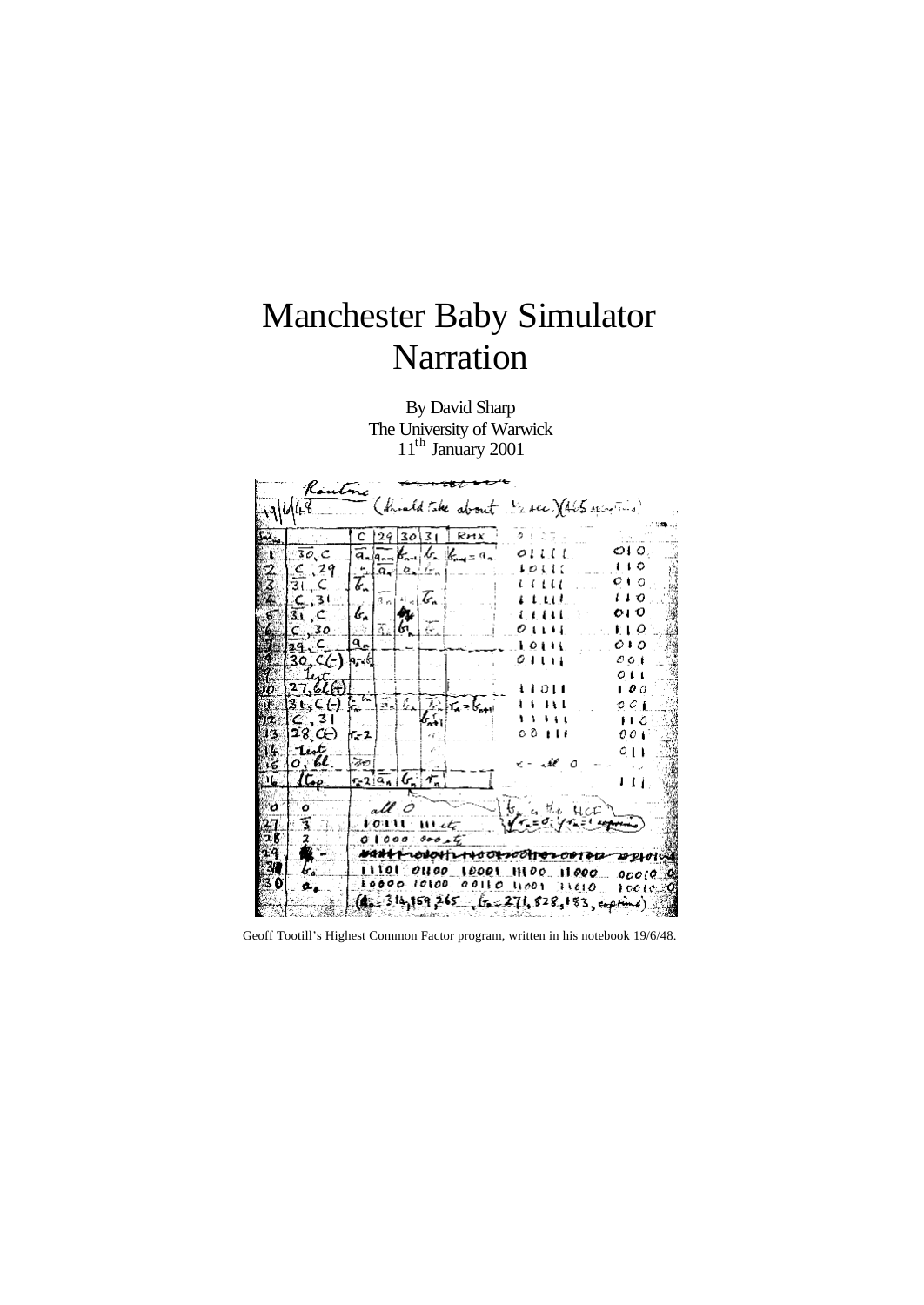# Manchester Baby Simulator Narration

By David Sharp
The University of Warwick
11[th] January 2001

Geoff Tootill's Highest Common Factor program, written in his notebook 19/6/48.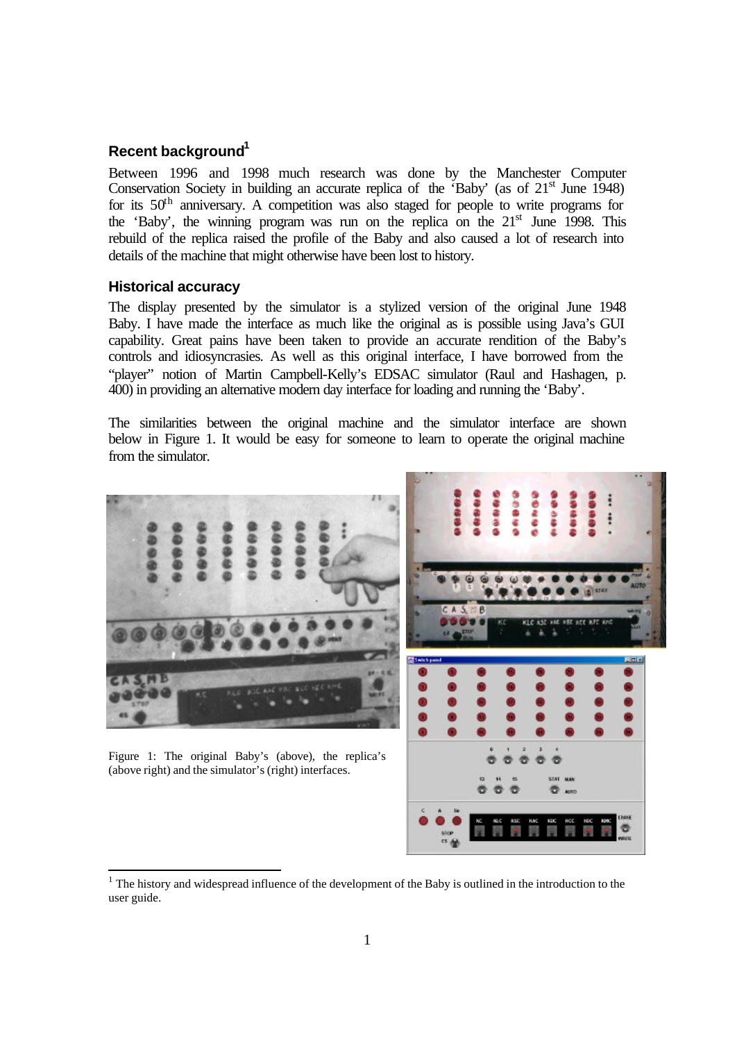## Recent background[1]

Between 1996 and 1998 much research was done by the Manchester Computer Conservation Society in building an accurate replica of the 'Baby' (as of 21st June 1948) for its 50th anniversary. A competition was also staged for people to write programs for the 'Baby', the winning program was run on the replica on the 21st June 1998. This rebuild of the replica raised the profile of the Baby and also caused a lot of research into details of the machine that might otherwise have been lost to history.

## Historical accuracy

The display presented by the simulator is a stylized version of the original June 1948 Baby. I have made the interface as much like the original as is possible using Java's GUI capability. Great pains have been taken to provide an accurate rendition of the Baby's controls and idiosyncrasies. As well as this original interface, I have borrowed from the "player" notion of Martin Campbell-Kelly's EDSAC simulator (Raul and Hashagen, p. 400) in providing an alternative modern day interface for loading and running the 'Baby'.

The similarities between the original machine and the simulator interface are shown below in Figure 1. It would be easy for someone to learn to operate the original machine from the simulator.

Figure 1: The original Baby's (above), the replica's (above right) and the simulator's (right) interfaces.

[1] The history and widespread influence of the development of the Baby is outlined in the introduction to the user guide.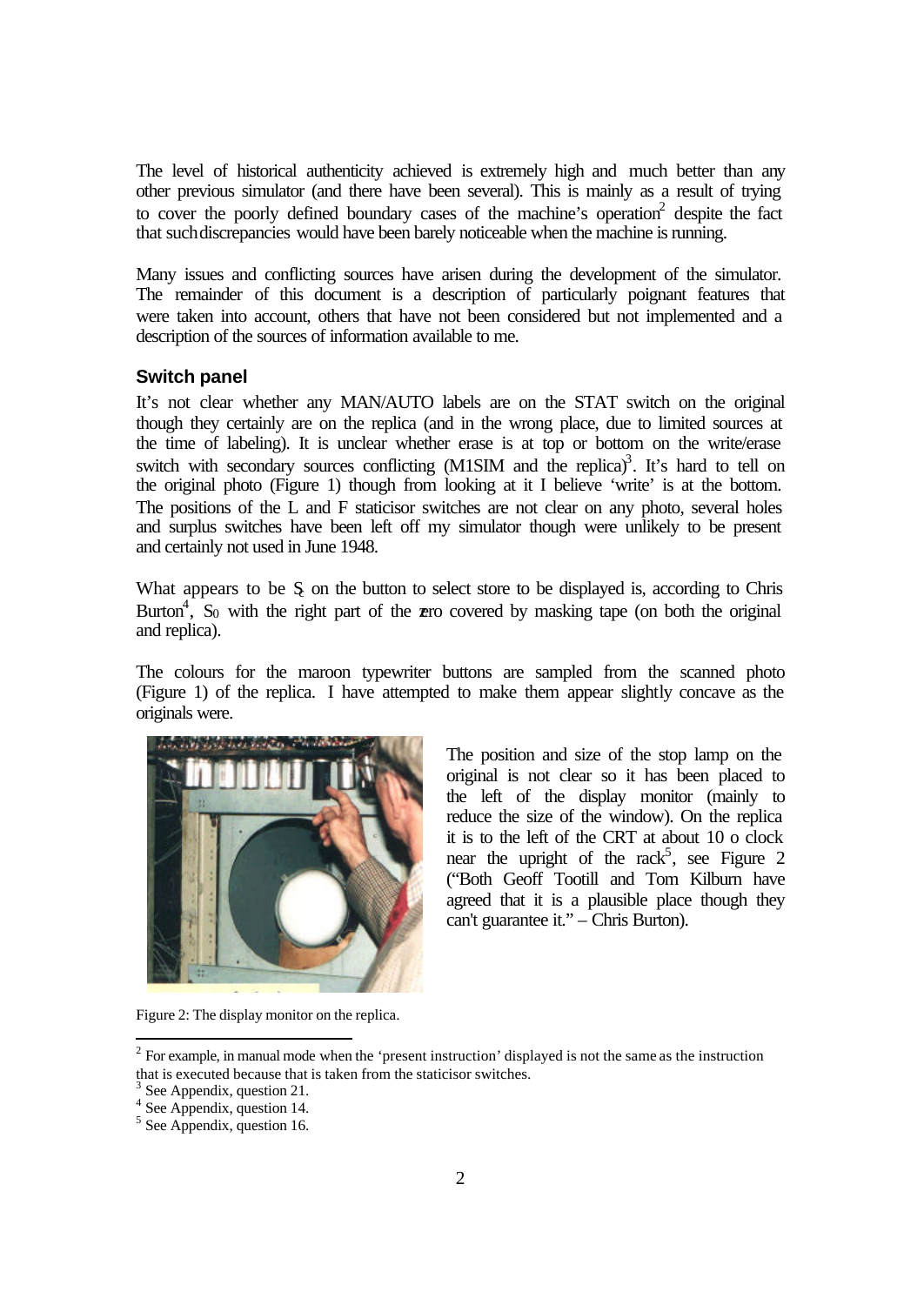The level of historical authenticity achieved is extremely high and much better than any other previous simulator (and there have been several). This is mainly as a result of trying to cover the poorly defined boundary cases of the machine's operation[2] despite the fact that such discrepancies would have been barely noticeable when the machine is running.

Many issues and conflicting sources have arisen during the development of the simulator. The remainder of this document is a description of particularly poignant features that were taken into account, others that have not been considered but not implemented and a description of the sources of information available to me.

### Switch panel

It's not clear whether any MAN/AUTO labels are on the STAT switch on the original though they certainly are on the replica (and in the wrong place, due to limited sources at the time of labeling). It is unclear whether erase is at top or bottom on the write/erase switch with secondary sources conflicting (M1SIM and the replica)[3]. It's hard to tell on the original photo (Figure 1) though from looking at it I believe 'write' is at the bottom. The positions of the L and F staticisor switches are not clear on any photo, several holes and surplus switches have been left off my simulator though were unlikely to be present and certainly not used in June 1948.

What appears to be $S_2$ on the button to select store to be displayed is, according to Chris Burton[4], $S_0$ with the right part of the zero covered by masking tape (on both the original and replica).

The colours for the maroon typewriter buttons are sampled from the scanned photo (Figure 1) of the replica. I have attempted to make them appear slightly concave as the originals were.

The position and size of the stop lamp on the original is not clear so it has been placed to the left of the display monitor (mainly to reduce the size of the window). On the replica it is to the left of the CRT at about 10 o clock near the upright of the rack[5], see Figure 2 ("Both Geoff Tootill and Tom Kilburn have agreed that it is a plausible place though they can't guarantee it." – Chris Burton).

Figure 2: The display monitor on the replica.

---

[2] For example, in manual mode when the 'present instruction' displayed is not the same as the instruction that is executed because that is taken from the staticisor switches.

[3] See Appendix, question 21.

[4] See Appendix, question 14.

[5] See Appendix, question 16.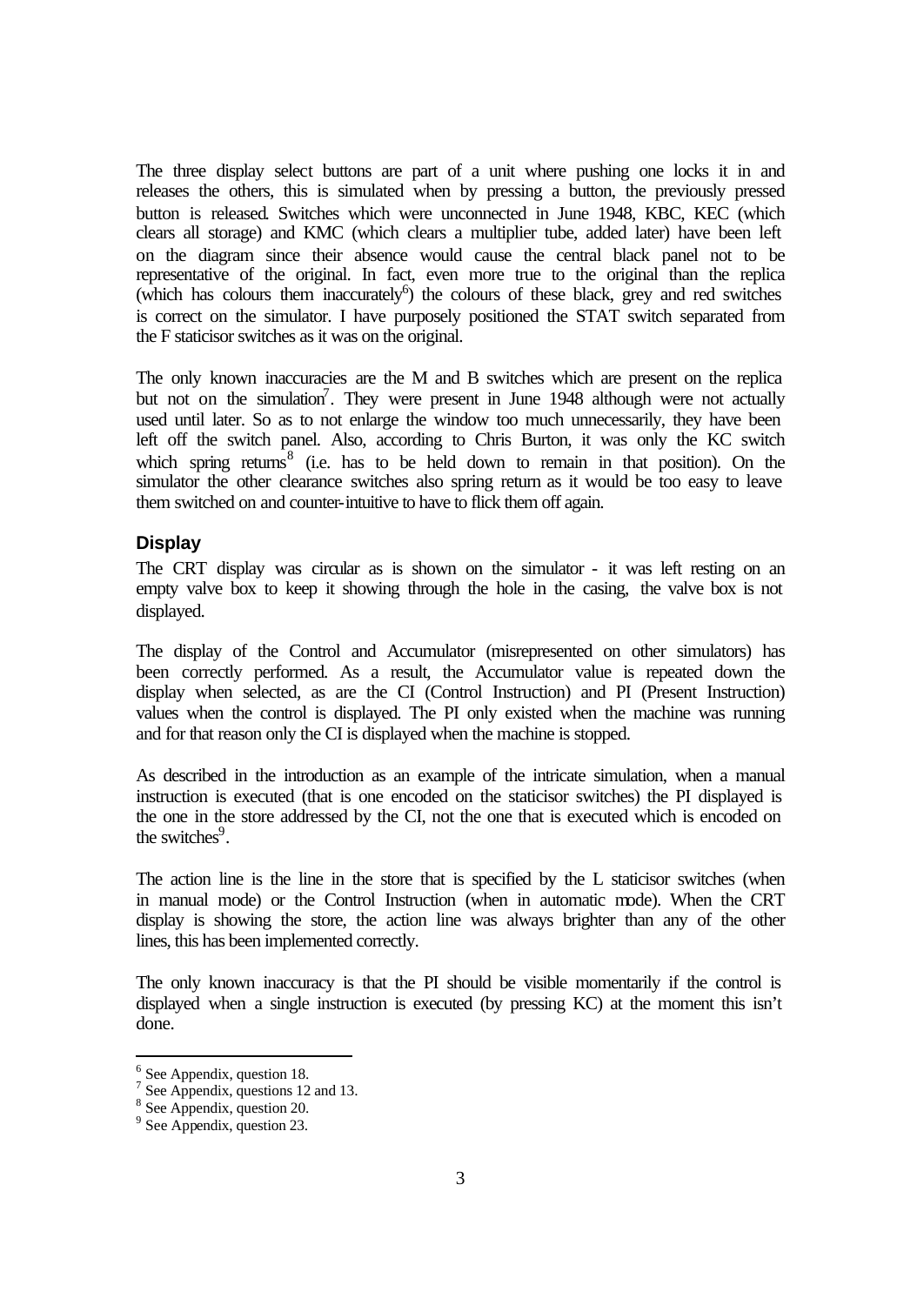The three display select buttons are part of a unit where pushing one locks it in and releases the others, this is simulated when by pressing a button, the previously pressed button is released. Switches which were unconnected in June 1948, KBC, KEC (which clears all storage) and KMC (which clears a multiplier tube, added later) have been left on the diagram since their absence would cause the central black panel not to be representative of the original. In fact, even more true to the original than the replica (which has colours them inaccurately[6]) the colours of these black, grey and red switches is correct on the simulator. I have purposely positioned the STAT switch separated from the F staticisor switches as it was on the original.

The only known inaccuracies are the M and B switches which are present on the replica but not on the simulation[7]. They were present in June 1948 although were not actually used until later. So as to not enlarge the window too much unnecessarily, they have been left off the switch panel. Also, according to Chris Burton, it was only the KC switch which spring returns[8] (i.e. has to be held down to remain in that position). On the simulator the other clearance switches also spring return as it would be too easy to leave them switched on and counter-intuitive to have to flick them off again.

### Display

The CRT display was circular as is shown on the simulator - it was left resting on an empty valve box to keep it showing through the hole in the casing, the valve box is not displayed.

The display of the Control and Accumulator (misrepresented on other simulators) has been correctly performed. As a result, the Accumulator value is repeated down the display when selected, as are the CI (Control Instruction) and PI (Present Instruction) values when the control is displayed. The PI only existed when the machine was running and for that reason only the CI is displayed when the machine is stopped.

As described in the introduction as an example of the intricate simulation, when a manual instruction is executed (that is one encoded on the staticisor switches) the PI displayed is the one in the store addressed by the CI, not the one that is executed which is encoded on the switches[9].

The action line is the line in the store that is specified by the L staticisor switches (when in manual mode) or the Control Instruction (when in automatic mode). When the CRT display is showing the store, the action line was always brighter than any of the other lines, this has been implemented correctly.

The only known inaccuracy is that the PI should be visible momentarily if the control is displayed when a single instruction is executed (by pressing KC) at the moment this isn't done.

---

[6] See Appendix, question 18.
[7] See Appendix, questions 12 and 13.
[8] See Appendix, question 20.
[9] See Appendix, question 23.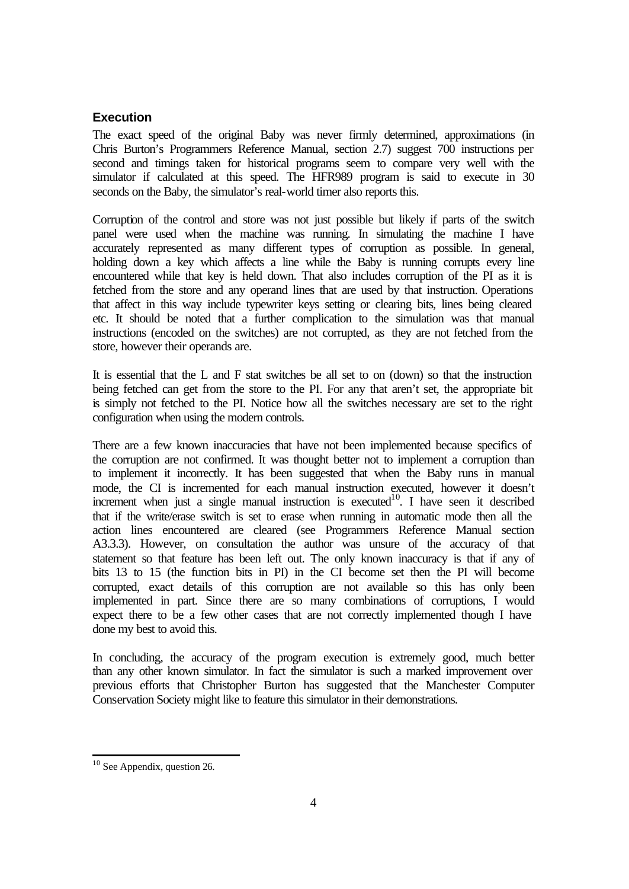### Execution

The exact speed of the original Baby was never firmly determined, approximations (in Chris Burton's Programmers Reference Manual, section 2.7) suggest 700 instructions per second and timings taken for historical programs seem to compare very well with the simulator if calculated at this speed. The HFR989 program is said to execute in 30 seconds on the Baby, the simulator's real-world timer also reports this.

Corruption of the control and store was not just possible but likely if parts of the switch panel were used when the machine was running. In simulating the machine I have accurately represented as many different types of corruption as possible. In general, holding down a key which affects a line while the Baby is running corrupts every line encountered while that key is held down. That also includes corruption of the PI as it is fetched from the store and any operand lines that are used by that instruction. Operations that affect in this way include typewriter keys setting or clearing bits, lines being cleared etc. It should be noted that a further complication to the simulation was that manual instructions (encoded on the switches) are not corrupted, as they are not fetched from the store, however their operands are.

It is essential that the L and F stat switches be all set to on (down) so that the instruction being fetched can get from the store to the PI. For any that aren't set, the appropriate bit is simply not fetched to the PI. Notice how all the switches necessary are set to the right configuration when using the modern controls.

There are a few known inaccuracies that have not been implemented because specifics of the corruption are not confirmed. It was thought better not to implement a corruption than to implement it incorrectly. It has been suggested that when the Baby runs in manual mode, the CI is incremented for each manual instruction executed, however it doesn't increment when just a single manual instruction is executed[10]. I have seen it described that if the write/erase switch is set to erase when running in automatic mode then all the action lines encountered are cleared (see Programmers Reference Manual section A3.3.3). However, on consultation the author was unsure of the accuracy of that statement so that feature has been left out. The only known inaccuracy is that if any of bits 13 to 15 (the function bits in PI) in the CI become set then the PI will become corrupted, exact details of this corruption are not available so this has only been implemented in part. Since there are so many combinations of corruptions, I would expect there to be a few other cases that are not correctly implemented though I have done my best to avoid this.

In concluding, the accuracy of the program execution is extremely good, much better than any other known simulator. In fact the simulator is such a marked improvement over previous efforts that Christopher Burton has suggested that the Manchester Computer Conservation Society might like to feature this simulator in their demonstrations.

[10] See Appendix, question 26.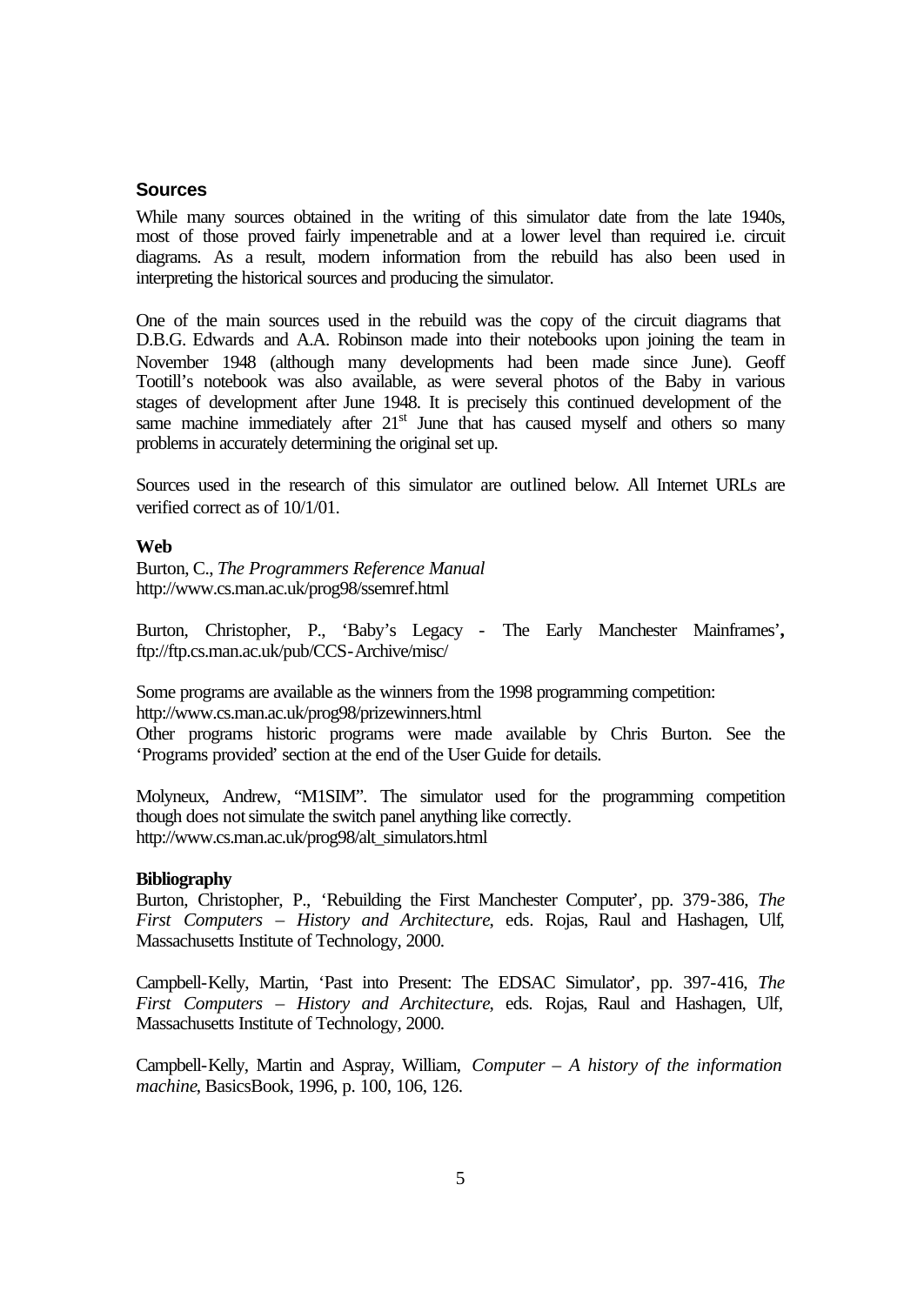## Sources

While many sources obtained in the writing of this simulator date from the late 1940s, most of those proved fairly impenetrable and at a lower level than required i.e. circuit diagrams. As a result, modern information from the rebuild has also been used in interpreting the historical sources and producing the simulator.

One of the main sources used in the rebuild was the copy of the circuit diagrams that D.B.G. Edwards and A.A. Robinson made into their notebooks upon joining the team in November 1948 (although many developments had been made since June). Geoff Tootill's notebook was also available, as were several photos of the Baby in various stages of development after June 1948. It is precisely this continued development of the same machine immediately after 21[st] June that has caused myself and others so many problems in accurately determining the original set up.

Sources used in the research of this simulator are outlined below. All Internet URLs are verified correct as of 10/1/01.

**Web**

Burton, C., *The Programmers Reference Manual*
http://www.cs.man.ac.uk/prog98/ssemref.html

Burton, Christopher, P., 'Baby's Legacy - The Early Manchester Mainframes'**,**
ftp://ftp.cs.man.ac.uk/pub/CCS-Archive/misc/

Some programs are available as the winners from the 1998 programming competition:
http://www.cs.man.ac.uk/prog98/prizewinners.html
Other programs historic programs were made available by Chris Burton. See the 'Programs provided' section at the end of the User Guide for details.

Molyneux, Andrew, "M1SIM". The simulator used for the programming competition though does not simulate the switch panel anything like correctly.
http://www.cs.man.ac.uk/prog98/alt_simulators.html

**Bibliography**

Burton, Christopher, P., 'Rebuilding the First Manchester Computer', pp. 379-386, *The First Computers – History and Architecture*, eds. Rojas, Raul and Hashagen, Ulf, Massachusetts Institute of Technology, 2000.

Campbell-Kelly, Martin, 'Past into Present: The EDSAC Simulator', pp. 397-416, *The First Computers – History and Architecture*, eds. Rojas, Raul and Hashagen, Ulf, Massachusetts Institute of Technology, 2000.

Campbell-Kelly, Martin and Aspray, William, *Computer – A history of the information machine*, BasicsBook, 1996, p. 100, 106, 126.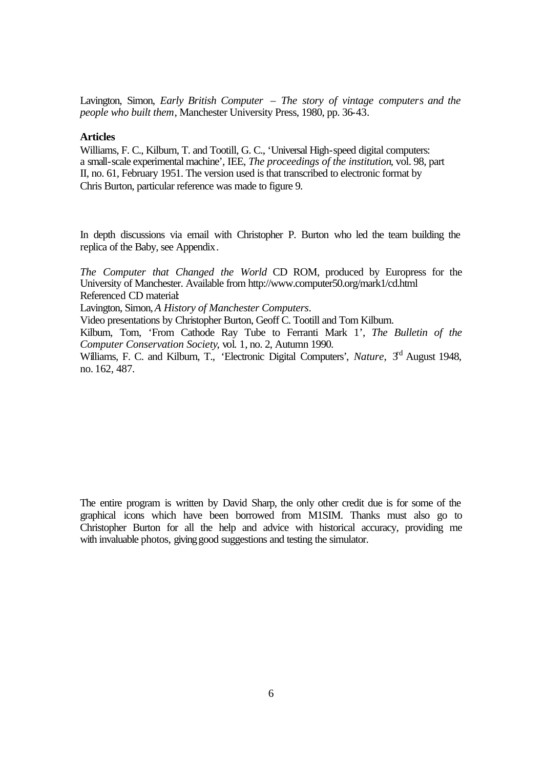Lavington, Simon, *Early British Computer – The story of vintage computers and the people who built them*, Manchester University Press, 1980, pp. 36-43.

**Articles**

Williams, F. C., Kilburn, T. and Tootill, G. C., 'Universal High-speed digital computers: a small-scale experimental machine', IEE, *The proceedings of the institution*, vol. 98, part II, no. 61, February 1951. The version used is that transcribed to electronic format by Chris Burton, particular reference was made to figure 9.

In depth discussions via email with Christopher P. Burton who led the team building the replica of the Baby, see Appendix.

*The Computer that Changed the World* CD ROM, produced by Europress for the University of Manchester. Available from http://www.computer50.org/mark1/cd.html

Referenced CD material:

Lavington, Simon, *A History of Manchester Computers*.

Video presentations by Christopher Burton, Geoff C. Tootill and Tom Kilburn.

Kilburn, Tom, 'From Cathode Ray Tube to Ferranti Mark 1', *The Bulletin of the Computer Conservation Society*, vol. 1, no. 2, Autumn 1990.

Williams, F. C. and Kilburn, T., 'Electronic Digital Computers', *Nature*, 3rd August 1948, no. 162, 487.

The entire program is written by David Sharp, the only other credit due is for some of the graphical icons which have been borrowed from M1SIM. Thanks must also go to Christopher Burton for all the help and advice with historical accuracy, providing me with invaluable photos, giving good suggestions and testing the simulator.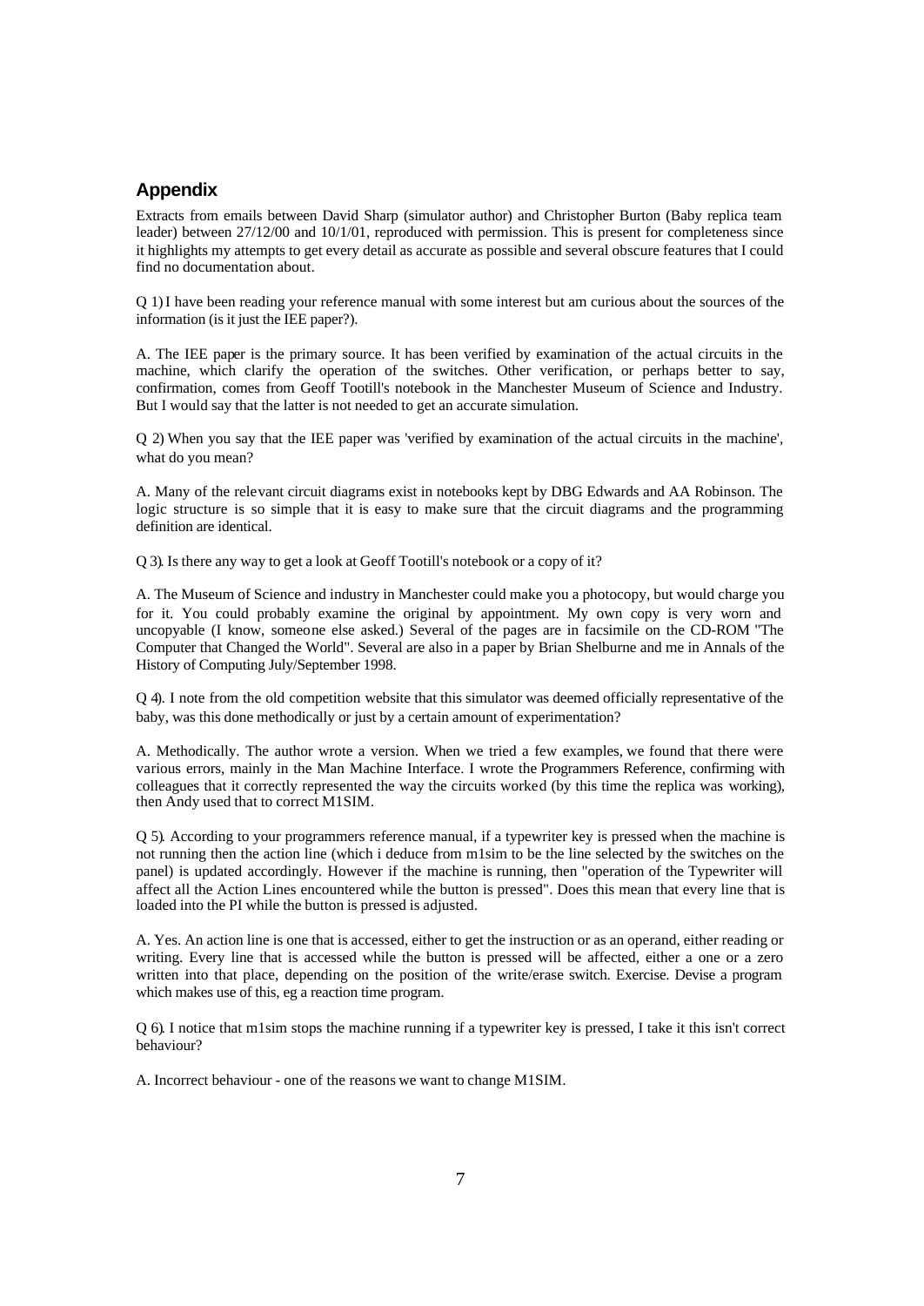## Appendix

Extracts from emails between David Sharp (simulator author) and Christopher Burton (Baby replica team leader) between 27/12/00 and 10/1/01, reproduced with permission. This is present for completeness since it highlights my attempts to get every detail as accurate as possible and several obscure features that I could find no documentation about.

Q 1) I have been reading your reference manual with some interest but am curious about the sources of the information (is it just the IEE paper?).

A. The IEE paper is the primary source. It has been verified by examination of the actual circuits in the machine, which clarify the operation of the switches. Other verification, or perhaps better to say, confirmation, comes from Geoff Tootill's notebook in the Manchester Museum of Science and Industry. But I would say that the latter is not needed to get an accurate simulation.

Q 2) When you say that the IEE paper was 'verified by examination of the actual circuits in the machine', what do you mean?

A. Many of the relevant circuit diagrams exist in notebooks kept by DBG Edwards and AA Robinson. The logic structure is so simple that it is easy to make sure that the circuit diagrams and the programming definition are identical.

Q 3). Is there any way to get a look at Geoff Tootill's notebook or a copy of it?

A. The Museum of Science and industry in Manchester could make you a photocopy, but would charge you for it. You could probably examine the original by appointment. My own copy is very worn and uncopyable (I know, someone else asked.) Several of the pages are in facsimile on the CD-ROM "The Computer that Changed the World". Several are also in a paper by Brian Shelburne and me in Annals of the History of Computing July/September 1998.

Q 4). I note from the old competition website that this simulator was deemed officially representative of the baby, was this done methodically or just by a certain amount of experimentation?

A. Methodically. The author wrote a version. When we tried a few examples, we found that there were various errors, mainly in the Man Machine Interface. I wrote the Programmers Reference, confirming with colleagues that it correctly represented the way the circuits worked (by this time the replica was working), then Andy used that to correct M1SIM.

Q 5). According to your programmers reference manual, if a typewriter key is pressed when the machine is not running then the action line (which i deduce from m1sim to be the line selected by the switches on the panel) is updated accordingly. However if the machine is running, then "operation of the Typewriter will affect all the Action Lines encountered while the button is pressed". Does this mean that every line that is loaded into the PI while the button is pressed is adjusted.

A. Yes. An action line is one that is accessed, either to get the instruction or as an operand, either reading or writing. Every line that is accessed while the button is pressed will be affected, either a one or a zero written into that place, depending on the position of the write/erase switch. Exercise. Devise a program which makes use of this, eg a reaction time program.

Q 6). I notice that m1sim stops the machine running if a typewriter key is pressed, I take it this isn't correct behaviour?

A. Incorrect behaviour - one of the reasons we want to change M1SIM.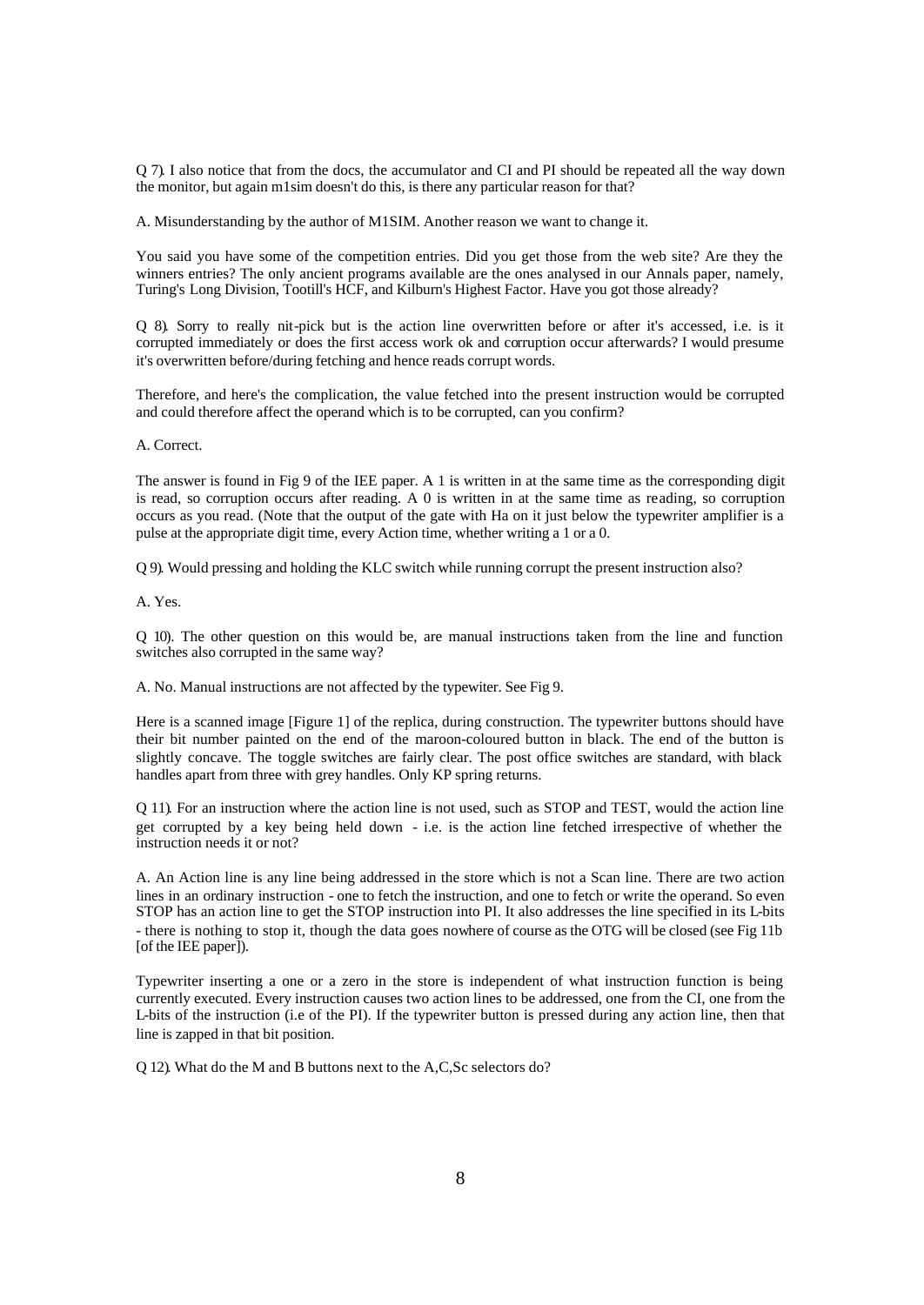Q 7). I also notice that from the docs, the accumulator and CI and PI should be repeated all the way down the monitor, but again m1sim doesn't do this, is there any particular reason for that?

A. Misunderstanding by the author of M1SIM. Another reason we want to change it.

You said you have some of the competition entries. Did you get those from the web site? Are they the winners entries? The only ancient programs available are the ones analysed in our Annals paper, namely, Turing's Long Division, Tootill's HCF, and Kilburn's Highest Factor. Have you got those already?

Q 8). Sorry to really nit-pick but is the action line overwritten before or after it's accessed, i.e. is it corrupted immediately or does the first access work ok and corruption occur afterwards? I would presume it's overwritten before/during fetching and hence reads corrupt words.

Therefore, and here's the complication, the value fetched into the present instruction would be corrupted and could therefore affect the operand which is to be corrupted, can you confirm?

A. Correct.

The answer is found in Fig 9 of the IEE paper. A 1 is written in at the same time as the corresponding digit is read, so corruption occurs after reading. A 0 is written in at the same time as reading, so corruption occurs as you read. (Note that the output of the gate with Ha on it just below the typewriter amplifier is a pulse at the appropriate digit time, every Action time, whether writing a 1 or a 0.

Q 9). Would pressing and holding the KLC switch while running corrupt the present instruction also?

A. Yes.

Q 10). The other question on this would be, are manual instructions taken from the line and function switches also corrupted in the same way?

A. No. Manual instructions are not affected by the typewiter. See Fig 9.

Here is a scanned image [Figure 1] of the replica, during construction. The typewriter buttons should have their bit number painted on the end of the maroon-coloured button in black. The end of the button is slightly concave. The toggle switches are fairly clear. The post office switches are standard, with black handles apart from three with grey handles. Only KP spring returns.

Q 11). For an instruction where the action line is not used, such as STOP and TEST, would the action line get corrupted by a key being held down - i.e. is the action line fetched irrespective of whether the instruction needs it or not?

A. An Action line is any line being addressed in the store which is not a Scan line. There are two action lines in an ordinary instruction - one to fetch the instruction, and one to fetch or write the operand. So even STOP has an action line to get the STOP instruction into PI. It also addresses the line specified in its L-bits - there is nothing to stop it, though the data goes nowhere of course as the OTG will be closed (see Fig 11b [of the IEE paper]).

Typewriter inserting a one or a zero in the store is independent of what instruction function is being currently executed. Every instruction causes two action lines to be addressed, one from the CI, one from the L-bits of the instruction (i.e of the PI). If the typewriter button is pressed during any action line, then that line is zapped in that bit position.

Q 12). What do the M and B buttons next to the A,C,Sc selectors do?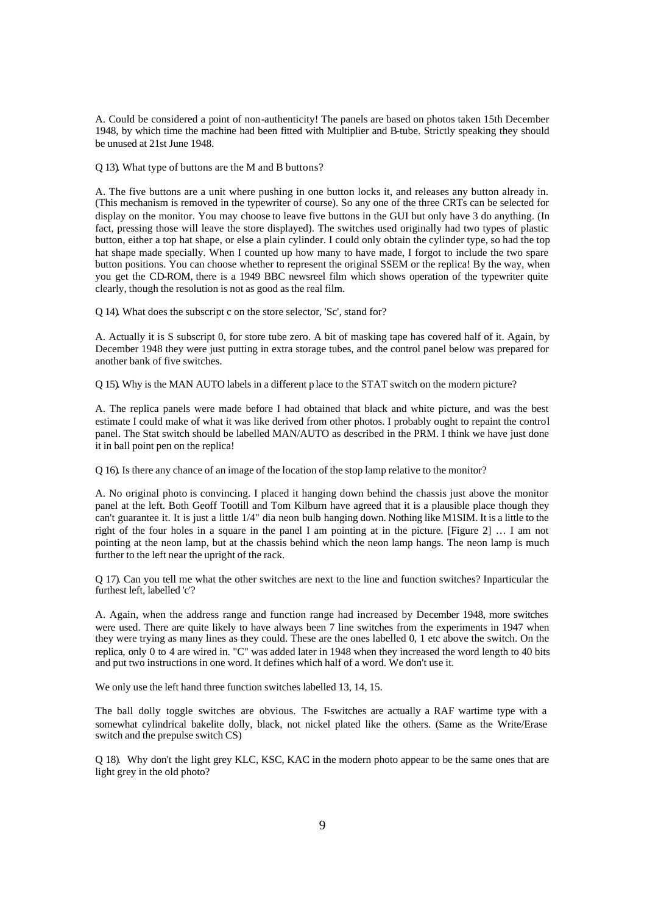A. Could be considered a point of non-authenticity! The panels are based on photos taken 15th December 1948, by which time the machine had been fitted with Multiplier and B-tube. Strictly speaking they should be unused at 21st June 1948.

Q 13). What type of buttons are the M and B buttons?

A. The five buttons are a unit where pushing in one button locks it, and releases any button already in. (This mechanism is removed in the typewriter of course). So any one of the three CRTs can be selected for display on the monitor. You may choose to leave five buttons in the GUI but only have 3 do anything. (In fact, pressing those will leave the store displayed). The switches used originally had two types of plastic button, either a top hat shape, or else a plain cylinder. I could only obtain the cylinder type, so had the top hat shape made specially. When I counted up how many to have made, I forgot to include the two spare button positions. You can choose whether to represent the original SSEM or the replica! By the way, when you get the CD-ROM, there is a 1949 BBC newsreel film which shows operation of the typewriter quite clearly, though the resolution is not as good as the real film.

Q 14). What does the subscript c on the store selector, 'Sc', stand for?

A. Actually it is S subscript 0, for store tube zero. A bit of masking tape has covered half of it. Again, by December 1948 they were just putting in extra storage tubes, and the control panel below was prepared for another bank of five switches.

Q 15). Why is the MAN AUTO labels in a different p lace to the STAT switch on the modern picture?

A. The replica panels were made before I had obtained that black and white picture, and was the best estimate I could make of what it was like derived from other photos. I probably ought to repaint the control panel. The Stat switch should be labelled MAN/AUTO as described in the PRM. I think we have just done it in ball point pen on the replica!

Q 16). Is there any chance of an image of the location of the stop lamp relative to the monitor?

A. No original photo is convincing. I placed it hanging down behind the chassis just above the monitor panel at the left. Both Geoff Tootill and Tom Kilburn have agreed that it is a plausible place though they can't guarantee it. It is just a little 1/4" dia neon bulb hanging down. Nothing like M1SIM. It is a little to the right of the four holes in a square in the panel I am pointing at in the picture. [Figure 2] … I am not pointing at the neon lamp, but at the chassis behind which the neon lamp hangs. The neon lamp is much further to the left near the upright of the rack.

Q 17). Can you tell me what the other switches are next to the line and function switches? Inparticular the furthest left, labelled 'c'?

A. Again, when the address range and function range had increased by December 1948, more switches were used. There are quite likely to have always been 7 line switches from the experiments in 1947 when they were trying as many lines as they could. These are the ones labelled 0, 1 etc above the switch. On the replica, only 0 to 4 are wired in. "C" was added later in 1948 when they increased the word length to 40 bits and put two instructions in one word. It defines which half of a word. We don't use it.

We only use the left hand three function switches labelled 13, 14, 15.

The ball dolly toggle switches are obvious. The F-switches are actually a RAF wartime type with a somewhat cylindrical bakelite dolly, black, not nickel plated like the others. (Same as the Write/Erase switch and the prepulse switch CS)

Q 18). Why don't the light grey KLC, KSC, KAC in the modern photo appear to be the same ones that are light grey in the old photo?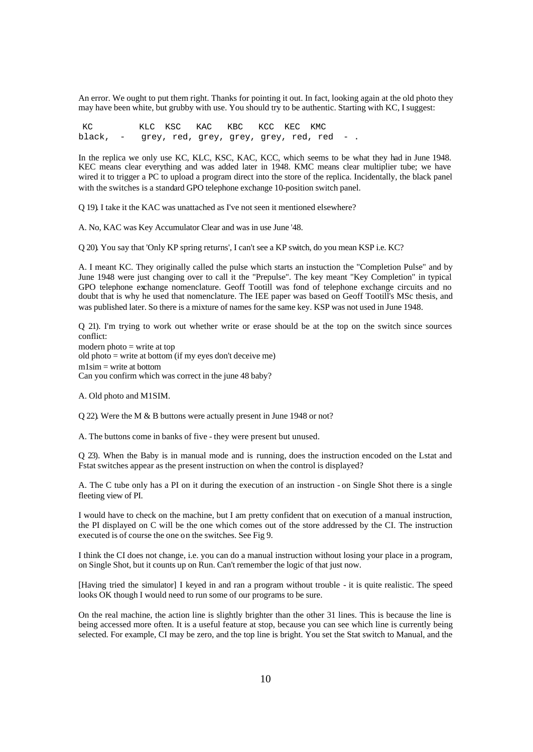An error. We ought to put them right. Thanks for pointing it out. In fact, looking again at the old photo they may have been white, but grubby with use. You should try to be authentic. Starting with KC, I suggest:

```
 KC         KLC  KSC   KAC   KBC   KCC  KEC  KMC
black,  -    grey, red, grey, grey, grey, red, red  - .
```

In the replica we only use KC, KLC, KSC, KAC, KCC, which seems to be what they had in June 1948. KEC means clear everything and was added later in 1948. KMC means clear multiplier tube; we have wired it to trigger a PC to upload a program direct into the store of the replica. Incidentally, the black panel with the switches is a standard GPO telephone exchange 10-position switch panel.

Q 19). I take it the KAC was unattached as I've not seen it mentioned elsewhere?

A. No, KAC was Key Accumulator Clear and was in use June '48.

Q 20). You say that 'Only KP spring returns', I can't see a KP switch, do you mean KSP i.e. KC?

A. I meant KC. They originally called the pulse which starts an instuction the "Completion Pulse" and by June 1948 were just changing over to call it the "Prepulse". The key meant "Key Completion" in typical GPO telephone exchange nomenclature. Geoff Tootill was fond of telephone exchange circuits and no doubt that is why he used that nomenclature. The IEE paper was based on Geoff Tootill's MSc thesis, and was published later. So there is a mixture of names for the same key. KSP was not used in June 1948.

Q 21). I'm trying to work out whether write or erase should be at the top on the switch since sources conflict:
modern photo = write at top
old photo = write at bottom (if my eyes don't deceive me)
m1sim = write at bottom
Can you confirm which was correct in the june 48 baby?

A. Old photo and M1SIM.

Q 22). Were the M & B buttons were actually present in June 1948 or not?

A. The buttons come in banks of five - they were present but unused.

Q 23). When the Baby is in manual mode and is running, does the instruction encoded on the Lstat and Fstat switches appear as the present instruction on when the control is displayed?

A. The C tube only has a PI on it during the execution of an instruction - on Single Shot there is a single fleeting view of PI.

I would have to check on the machine, but I am pretty confident that on execution of a manual instruction, the PI displayed on C will be the one which comes out of the store addressed by the CI. The instruction executed is of course the one on the switches. See Fig 9.

I think the CI does not change, i.e. you can do a manual instruction without losing your place in a program, on Single Shot, but it counts up on Run. Can't remember the logic of that just now.

[Having tried the simulator] I keyed in and ran a program without trouble - it is quite realistic. The speed looks OK though I would need to run some of our programs to be sure.

On the real machine, the action line is slightly brighter than the other 31 lines. This is because the line is being accessed more often. It is a useful feature at stop, because you can see which line is currently being selected. For example, CI may be zero, and the top line is bright. You set the Stat switch to Manual, and the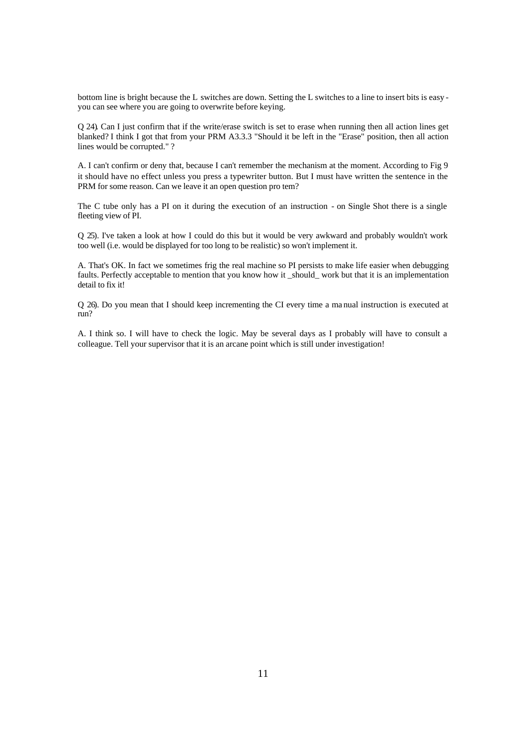bottom line is bright because the L switches are down. Setting the L switches to a line to insert bits is easy - you can see where you are going to overwrite before keying.

Q 24). Can I just confirm that if the write/erase switch is set to erase when running then all action lines get blanked? I think I got that from your PRM A3.3.3 "Should it be left in the "Erase" position, then all action lines would be corrupted." ?

A. I can't confirm or deny that, because I can't remember the mechanism at the moment. According to Fig 9 it should have no effect unless you press a typewriter button. But I must have written the sentence in the PRM for some reason. Can we leave it an open question pro tem?

The C tube only has a PI on it during the execution of an instruction - on Single Shot there is a single fleeting view of PI.

Q 25). I've taken a look at how I could do this but it would be very awkward and probably wouldn't work too well (i.e. would be displayed for too long to be realistic) so won't implement it.

A. That's OK. In fact we sometimes frig the real machine so PI persists to make life easier when debugging faults. Perfectly acceptable to mention that you know how it _should_ work but that it is an implementation detail to fix it!

Q 26). Do you mean that I should keep incrementing the CI every time a manual instruction is executed at run?

A. I think so. I will have to check the logic. May be several days as I probably will have to consult a colleague. Tell your supervisor that it is an arcane point which is still under investigation!